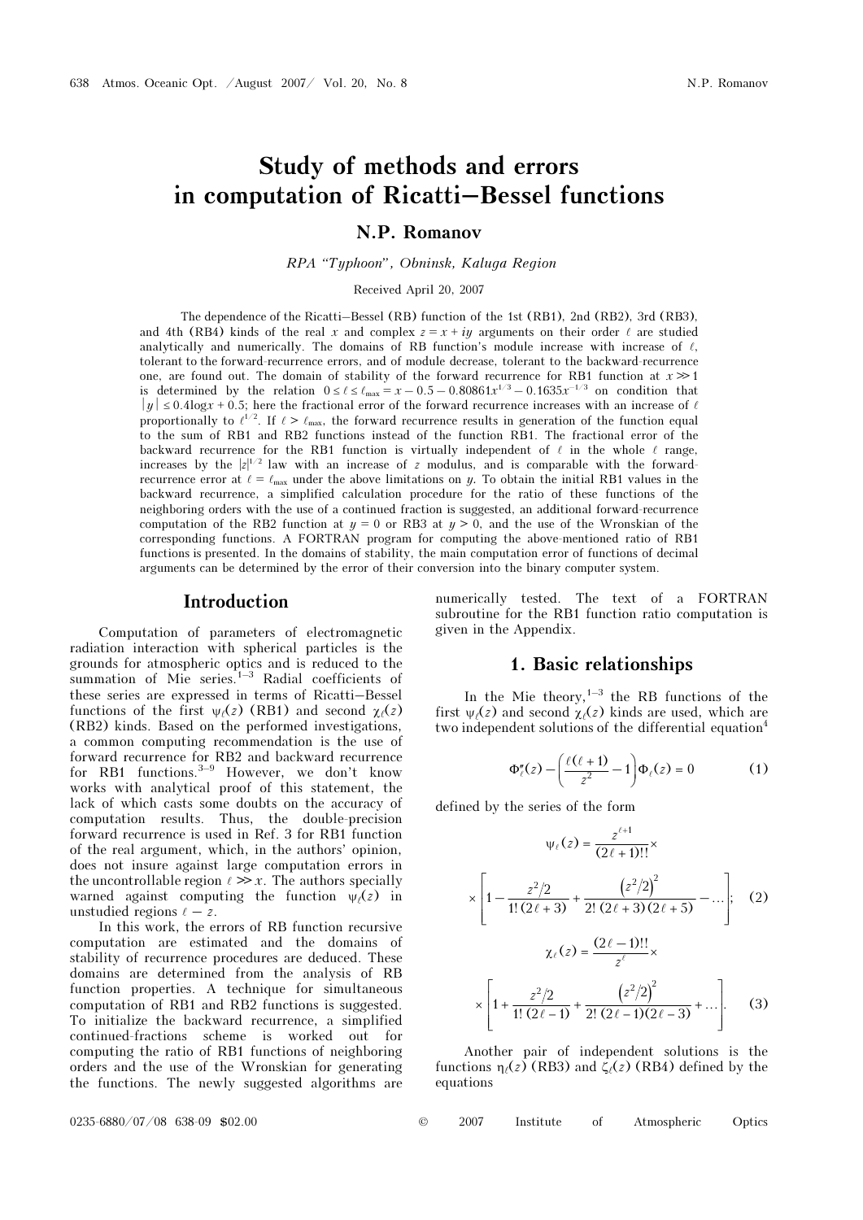# Study of methods and errors in computation of Ricatti–Bessel functions

**N.P. Romanov**

*RPA "Typhoon", Obninsk, Kaluga Region*

Received April 20, 2007

The dependence of the Ricatti–Bessel (RB) function of the 1st (RB1), 2nd (RB2), 3rd (RB3), and 4th (RB4) kinds of the real $x$ and complex $z = x + iy$ arguments on their order $\ell$ are studied analytically and numerically. The domains of RB function's module increase with increase of $\ell$, tolerant to the forward-recurrence errors, and of module decrease, tolerant to the backward-recurrence one, are found out. The domain of stability of the forward recurrence for RB1 function at $x \gg 1$ is determined by the relation $0 \le \ell \le \ell_{\max} = x - 0.5 - 0.80861x^{1/3} - 0.1635x^{-1/3}$ on condition that $|y| \le 0.4\log x + 0.5$; here the fractional error of the forward recurrence increases with an increase of $\ell$ proportionally to $\ell^{1/2}$. If $\ell > \ell_{\max}$, the forward recurrence results in generation of the function equal to the sum of RB1 and RB2 functions instead of the function RB1. The fractional error of the backward recurrence for the RB1 function is virtually independent of $\ell$ in the whole $\ell$ range, increases by the $|z|^{1/2}$ law with an increase of $z$ modulus, and is comparable with the forward-recurrence error at $\ell = \ell_{\max}$ under the above limitations on $y$. To obtain the initial RB1 values in the backward recurrence, a simplified calculation procedure for the ratio of these functions of the neighboring orders with the use of a continued fraction is suggested, an additional forward-recurrence computation of the RB2 function at $y = 0$ or RB3 at $y > 0$, and the use of the Wronskian of the corresponding functions. A FORTRAN program for computing the above-mentioned ratio of RB1 functions is presented. In the domains of stability, the main computation error of functions of decimal arguments can be determined by the error of their conversion into the binary computer system.

## Introduction

Computation of parameters of electromagnetic radiation interaction with spherical particles is the grounds for atmospheric optics and is reduced to the summation of Mie series.[1–3] Radial coefficients of these series are expressed in terms of Ricatti–Bessel functions of the first $\psi_\ell(z)$ (RB1) and second $\chi_\ell(z)$ (RB2) kinds. Based on the performed investigations, a common computing recommendation is the use of forward recurrence for RB2 and backward recurrence for RB1 functions.[3–9] However, we don't know works with analytical proof of this statement, the lack of which casts some doubts on the accuracy of computation results. Thus, the double-precision forward recurrence is used in Ref. 3 for RB1 function of the real argument, which, in the authors' opinion, does not insure against large computation errors in the uncontrollable region $\ell \gg x$. The authors specially warned against computing the function $\psi_\ell(z)$ in unstudied regions $\ell - z$.

In this work, the errors of RB function recursive computation are estimated and the domains of stability of recurrence procedures are deduced. These domains are determined from the analysis of RB function properties. A technique for simultaneous computation of RB1 and RB2 functions is suggested. To initialize the backward recurrence, a simplified continued-fractions scheme is worked out for computing the ratio of RB1 functions of neighboring orders and the use of the Wronskian for generating the functions. The newly suggested algorithms are numerically tested. The text of a FORTRAN subroutine for the RB1 function ratio computation is given in the Appendix.

## 1. Basic relationships

In the Mie theory,[1–3] the RB functions of the first $\psi_\ell(z)$ and second $\chi_\ell(z)$ kinds are used, which are two independent solutions of the differential equation[4]

$$\Phi''_\ell(z) - \left(\frac{\ell(\ell+1)}{z^2} - 1\right)\Phi_\ell(z) = 0 \tag{1}$$

defined by the series of the form

$$\psi_\ell(z) = \frac{z^{\ell+1}}{(2\ell+1)!!} \times \left[1 - \frac{z^2/2}{1!\,(2\ell+3)} + \frac{\left(z^2/2\right)^2}{2!\,(2\ell+3)(2\ell+5)} - \ldots\right]; \tag{2}$$

$$\chi_\ell(z) = \frac{(2\ell-1)!!}{z^\ell} \times \left[1 + \frac{z^2/2}{1!\,(2\ell-1)} + \frac{\left(z^2/2\right)^2}{2!\,(2\ell-1)(2\ell-3)} + \ldots\right]. \tag{3}$$

Another pair of independent solutions is the functions $\eta_\ell(z)$ (RB3) and $\zeta_\ell(z)$ (RB4) defined by the equations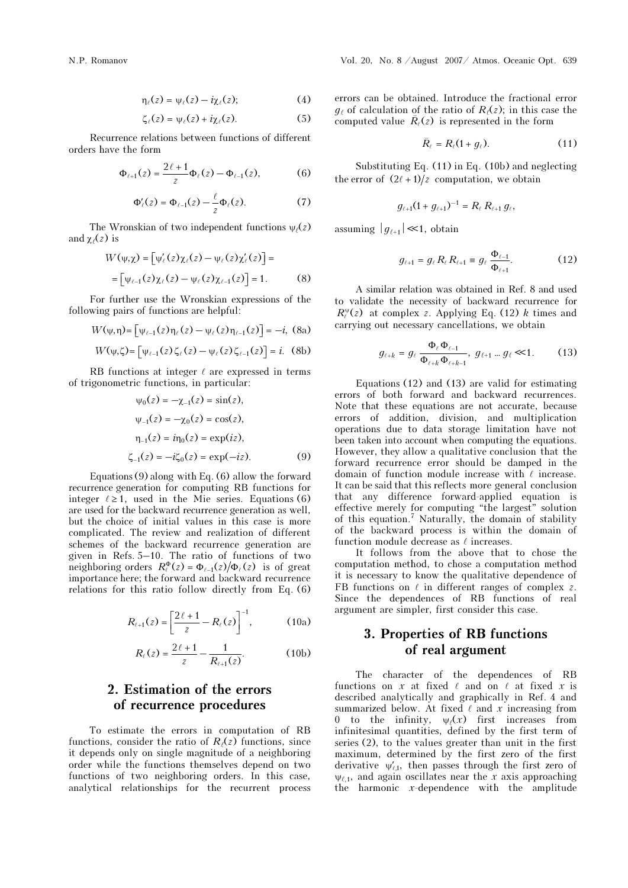$$\eta_\ell(z) = \psi_\ell(z) - i\chi_\ell(z); \tag{4}$$

$$\zeta_\ell(z) = \psi_\ell(z) + i\chi_\ell(z). \tag{5}$$

Recurrence relations between functions of different orders have the form

$$\Phi_{\ell+1}(z) = \frac{2\ell+1}{z}\Phi_\ell(z) - \Phi_{\ell-1}(z), \tag{6}$$

$$\Phi'_\ell(z) = \Phi_{\ell-1}(z) - \frac{\ell}{z}\Phi_\ell(z). \tag{7}$$

The Wronskian of two independent functions $\psi_\ell(z)$ and $\chi_\ell(z)$ is

$$W(\psi,\chi) = \left[\psi'_\ell(z)\chi_\ell(z) - \psi_\ell(z)\chi'_\ell(z)\right] = \left[\psi_{\ell-1}(z)\chi_\ell(z) - \psi_\ell(z)\chi_{\ell-1}(z)\right] = 1. \tag{8}$$

For further use the Wronskian expressions of the following pairs of functions are helpful:

$$W(\psi,\eta) = \left[\psi_{\ell-1}(z)\eta_\ell(z) - \psi_\ell(z)\eta_{\ell-1}(z)\right] = -i, \tag{8a}$$

$$W(\psi,\zeta) = \left[\psi_{\ell-1}(z)\zeta_\ell(z) - \psi_\ell(z)\zeta_{\ell-1}(z)\right] = i. \tag{8b}$$

RB functions at integer $\ell$ are expressed in terms of trigonometric functions, in particular:

$$\psi_0(z) = -\chi_{-1}(z) = \sin(z),$$

$$\psi_{-1}(z) = -\chi_0(z) = \cos(z),$$

$$\eta_{-1}(z) = i\eta_0(z) = \exp(iz),$$

$$\zeta_{-1}(z) = -i\zeta_0(z) = \exp(-iz). \tag{9}$$

Equations (9) along with Eq. (6) allow the forward recurrence generation for computing RB functions for integer $\ell \geq 1$, used in the Mie series. Equations (6) are used for the backward recurrence generation as well, but the choice of initial values in this case is more complicated. The review and realization of different schemes of the backward recurrence generation are given in Refs. 5–10. The ratio of functions of two neighboring orders $R_\ell^\Phi(z) = \Phi_{\ell-1}(z)/\Phi_\ell(z)$ is of great importance here; the forward and backward recurrence relations for this ratio follow directly from Eq. (6)

$$R_{\ell+1}(z) = \left[\frac{2\ell+1}{z} - R_\ell(z)\right]^{-1}, \tag{10a}$$

$$R_\ell(z) = \frac{2\ell+1}{z} - \frac{1}{R_{\ell+1}(z)}. \tag{10b}$$

## 2. Estimation of the errors of recurrence procedures

To estimate the errors in computation of RB functions, consider the ratio of $R_\ell(z)$ functions, since it depends only on single magnitude of a neighboring order while the functions themselves depend on two functions of two neighboring orders. In this case, analytical relationships for the recurrent process errors can be obtained. Introduce the fractional error $g_\ell$ of calculation of the ratio of $R_\ell(z)$; in this case the computed value $\bar{R}_\ell(z)$ is represented in the form

$$\bar{R}_\ell = R_\ell(1 + g_\ell). \tag{11}$$

Substituting Eq. (11) in Eq. (10b) and neglecting the error of $(2\ell+1)/z$ computation, we obtain

$$g_{\ell+1}(1 + g_{\ell+1})^{-1} = R_\ell R_{\ell+1} g_\ell,$$

assuming $|g_{\ell+1}| \ll 1$, obtain

$$g_{\ell+1} = g_\ell R_\ell R_{\ell+1} \equiv g_\ell \frac{\Phi_{\ell-1}}{\Phi_{\ell+1}}. \tag{12}$$

A similar relation was obtained in Ref. 8 and used to validate the necessity of backward recurrence for $R_\ell^\psi(z)$ at complex $z$. Applying Eq. (12) $k$ times and carrying out necessary cancellations, we obtain

$$g_{\ell+k} = g_\ell \frac{\Phi_\ell \Phi_{\ell-1}}{\Phi_{\ell+k}\Phi_{\ell+k-1}}, \; g_{\ell+1} \ldots g_\ell \ll 1. \tag{13}$$

Equations (12) and (13) are valid for estimating errors of both forward and backward recurrences. Note that these equations are not accurate, because errors of addition, division, and multiplication operations due to data storage limitation have not been taken into account when computing the equations. However, they allow a qualitative conclusion that the forward recurrence error should be damped in the domain of function module increase with $\ell$ increase. It can be said that this reflects more general conclusion that any difference forward-applied equation is effective merely for computing "the largest" solution of this equation.[7] Naturally, the domain of stability of the backward process is within the domain of function module decrease as $\ell$ increases.

It follows from the above that to chose the computation method, to chose a computation method it is necessary to know the qualitative dependence of FB functions on $\ell$ in different ranges of complex $z$. Since the dependences of RB functions of real argument are simpler, first consider this case.

## 3. Properties of RB functions of real argument

The character of the dependences of RB functions on $x$ at fixed $\ell$ and on $\ell$ at fixed $x$ is described analytically and graphically in Ref. 4 and summarized below. At fixed $\ell$ and $x$ increasing from 0 to the infinity, $\psi_\ell(x)$ first increases from infinitesimal quantities, defined by the first term of series (2), to the values greater than unit in the first maximum, determined by the first zero of the first derivative $\psi'_{\ell,1}$, then passes through the first zero of $\psi_{\ell,1}$, and again oscillates near the $x$ axis approaching the harmonic $x$-dependence with the amplitude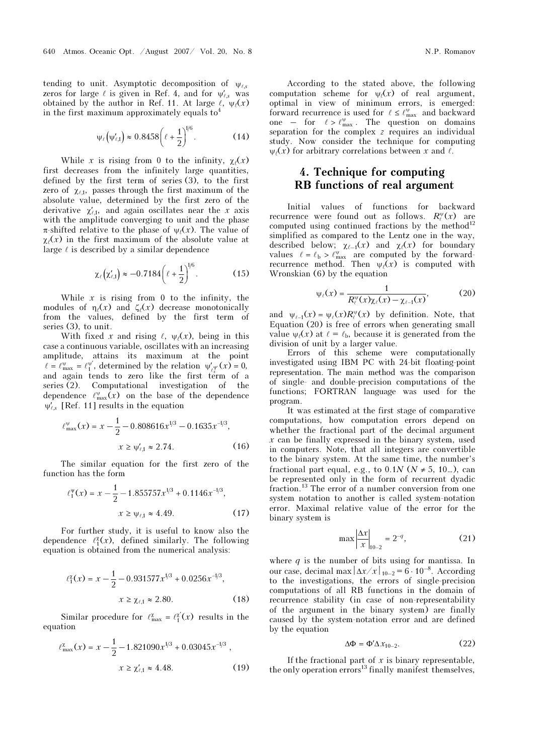tending to unit. Asymptotic decomposition of $\psi_{\ell,s}$ zeros for large $\ell$ is given in Ref. 4, and for $\psi'_{\ell,s}$ was obtained by the author in Ref. 11. At large $\ell$, $\psi_\ell(x)$ in the first maximum approximately equals to[4]

$$\psi_\ell\left(\psi'_{\ell,1}\right) \approx 0.8458\left(\ell + \frac{1}{2}\right)^{1/6}. \tag{14}$$

While $x$ is rising from 0 to the infinity, $\chi_\ell(x)$ first decreases from the infinitely large quantities, defined by the first term of series (3), to the first zero of $\chi_{\ell,1}$, passes through the first maximum of the absolute value, determined by the first zero of the derivative $\chi'_{\ell,1}$, and again oscillates near the $x$ axis with the amplitude converging to unit and the phase $\pi$-shifted relative to the phase of $\psi_\ell(x)$. The value of $\chi_\ell(x)$ in the first maximum of the absolute value at large $\ell$ is described by a similar dependence

$$\chi_\ell\left(\chi'_{\ell,1}\right) \approx -0.7184\left(\ell + \frac{1}{2}\right)^{1/6}. \tag{15}$$

While $x$ is rising from 0 to the infinity, the modules of $\eta_\ell(x)$ and $\zeta_\ell(x)$ decrease monotonically from the values, defined by the first term of series (3), to unit.

With fixed $x$ and rising $\ell$, $\psi_\ell(x)$, being in this case a continuous variable, oscillates with an increasing amplitude, attains its maximum at the point $\ell = \ell^{\psi}_{\max} = \ell^{\psi'}_1$, determined by the relation $\psi'_{\ell^{\psi'}_s}(x) = 0$, and again tends to zero like the first term of a series (2). Computational investigation of the dependence $\ell^{\psi}_{\max}(x)$ on the base of the dependence $\psi'_{\ell,s}$ [Ref. 11] results in the equation

$$\ell^{\psi}_{\max}(x) = x - \frac{1}{2} - 0.808616x^{1/3} - 0.1635x^{-1/3},$$
$$x \geq \psi'_{\ell,1} \approx 2.74. \tag{16}$$

The similar equation for the first zero of the function has the form

$$\ell^{\psi}_1(x) = x - \frac{1}{2} - 1.855757x^{1/3} + 0.1146x^{-1/3},$$
$$x \geq \psi_{\ell,1} \approx 4.49. \tag{17}$$

For further study, it is useful to know also the dependence $\ell^{\chi}_1(x)$, defined similarly. The following equation is obtained from the numerical analysis:

$$\ell^{\chi}_1(x) = x - \frac{1}{2} - 0.931577x^{1/3} + 0.0256x^{-1/3},$$
$$x \geq \chi_{\ell,1} \approx 2.80. \tag{18}$$

Similar procedure for $\ell^{\chi}_{\max} = \ell^{\chi'}_1(x)$ results in the equation

$$\ell^{\chi}_{\max}(x) = x - \frac{1}{2} - 1.821090x^{1/3} + 0.03045x^{-1/3},$$
$$x \geq \chi'_{\ell,1} \approx 4.48. \tag{19}$$

According to the stated above, the following computation scheme for $\psi_\ell(x)$ of real argument, optimal in view of minimum errors, is emerged: forward recurrence is used for $\ell \leq \ell^{\psi}_{\max}$ and backward one – for $\ell > \ell^{\psi}_{\max}$. The question on domains separation for the complex $z$ requires an individual study. Now consider the technique for computing $\psi_\ell(x)$ for arbitrary correlations between $x$ and $\ell$.

## 4. Technique for computing RB functions of real argument

Initial values of functions for backward recurrence were found out as follows. $R^{\psi}_\ell(x)$ are computed using continued fractions by the method[12] simplified as compared to the Lentz one in the way, described below; $\chi_{\ell-1}(x)$ and $\chi_\ell(x)$ for boundary values $\ell = \ell_b > \ell^{\psi}_{\max}$ are computed by the forward-recurrence method. Then $\psi_\ell(x)$ is computed with Wronskian (6) by the equation

$$\psi_\ell(x) = \frac{1}{R^{\psi}_\ell(x)\chi_\ell(x) - \chi_{\ell-1}(x)}, \tag{20}$$

and $\psi_{\ell-1}(x) = \psi_\ell(x)R^{\psi}_\ell(x)$ by definition. Note, that Equation (20) is free of errors when generating small value $\psi_\ell(x)$ at $\ell = \ell_b$, because it is generated from the division of unit by a larger value.

Errors of this scheme were computationally investigated using IBM PC with 24-bit floating-point representation. The main method was the comparison of single- and double-precision computations of the functions; FORTRAN language was used for the program.

It was estimated at the first stage of comparative computations, how computation errors depend on whether the fractional part of the decimal argument $x$ can be finally expressed in the binary system, used in computers. Note, that all integers are convertible to the binary system. At the same time, the number's fractional part equal, e.g., to $0.1N$ ($N \neq 5$, 10...), can be represented only in the form of recurrent dyadic fraction.[13] The error of a number conversion from one system notation to another is called system-notation error. Maximal relative value of the error for the binary system is

$$\max\left|\frac{\Delta x}{x}\right|_{10-2} = 2^{-q}, \tag{21}$$

where $q$ is the number of bits using for mantissa. In our case, decimal $\max|\Delta x/x|_{10-2} = 6 \cdot 10^{-8}$. According to the investigations, the errors of single-precision computations of all RB functions in the domain of recurrence stability (in case of non-representability of the argument in the binary system) are finally caused by the system-notation error and are defined by the equation

$$\Delta\Phi = \Phi'\Delta x_{10-2}. \tag{22}$$

If the fractional part of $x$ is binary representable, the only operation errors[13] finally manifest themselves,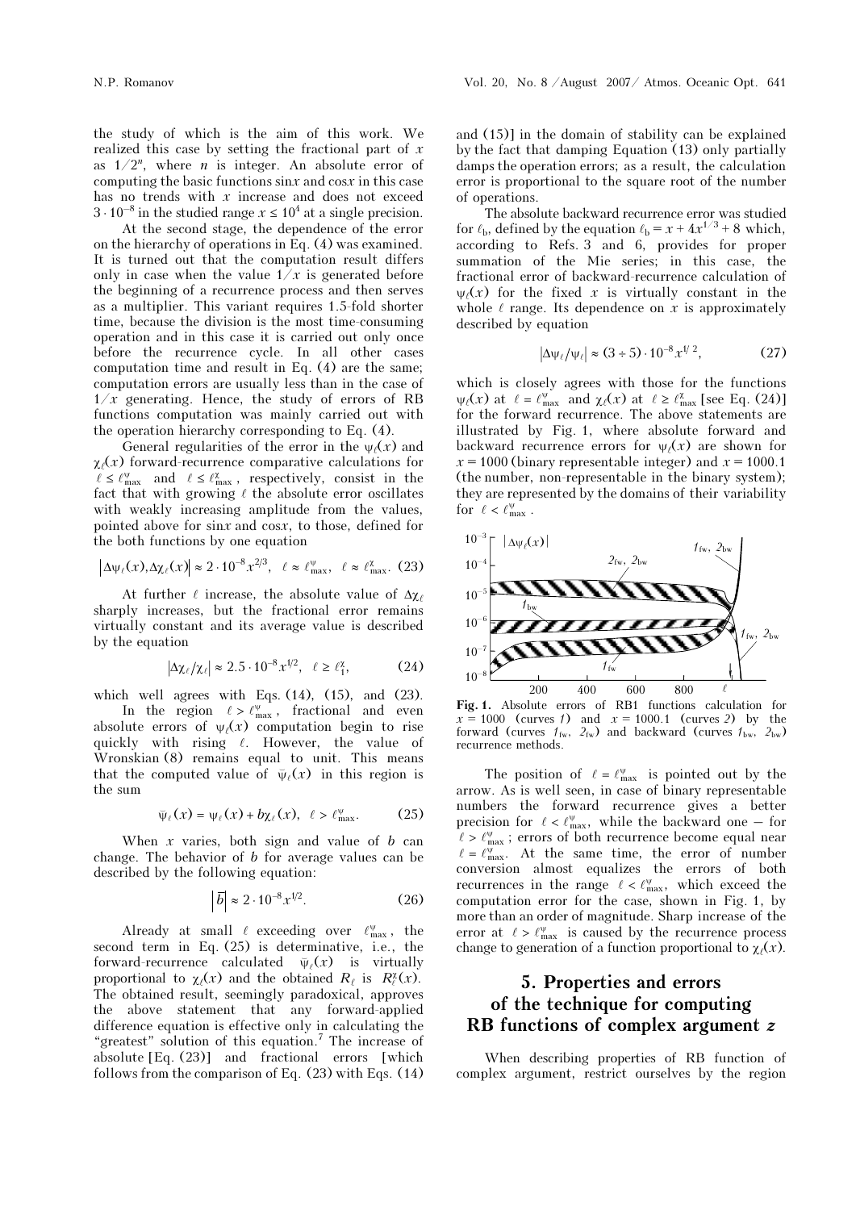the study of which is the aim of this work. We realized this case by setting the fractional part of $x$ as $1/2^n$, where $n$ is integer. An absolute error of computing the basic functions sin$x$ and cos$x$ in this case has no trends with $x$ increase and does not exceed $3 \cdot 10^{-8}$ in the studied range $x \le 10^4$ at a single precision.

At the second stage, the dependence of the error on the hierarchy of operations in Eq. (4) was examined. It is turned out that the computation result differs only in case when the value $1/x$ is generated before the beginning of a recurrence process and then serves as a multiplier. This variant requires 1.5-fold shorter time, because the division is the most time-consuming operation and in this case it is carried out only once before the recurrence cycle. In all other cases computation time and result in Eq. (4) are the same; computation errors are usually less than in the case of $1/x$ generating. Hence, the study of errors of RB functions computation was mainly carried out with the operation hierarchy corresponding to Eq. (4).

General regularities of the error in the $\psi_\ell(x)$ and $\chi_\ell(x)$ forward-recurrence comparative calculations for $\ell \le \ell^{\psi}_{\max}$ and $\ell \le \ell^{\chi}_{\max}$, respectively, consist in the fact that with growing $\ell$ the absolute error oscillates with weakly increasing amplitude from the values, pointed above for sin$x$ and cos$x$, to those, defined for the both functions by one equation

$$\left|\Delta\psi_\ell(x), \Delta\chi_\ell(x)\right| \approx 2 \cdot 10^{-8} x^{2/3}, \quad \ell \approx \ell^{\psi}_{\max}, \quad \ell \approx \ell^{\chi}_{\max}. \quad (23)$$

At further $\ell$ increase, the absolute value of $\Delta\chi_\ell$ sharply increases, but the fractional error remains virtually constant and its average value is described by the equation

$$\left|\Delta\chi_\ell/\chi_\ell\right| \approx 2.5 \cdot 10^{-8} x^{1/2}, \quad \ell \ge \ell^{\chi}_1, \quad (24)$$

which well agrees with Eqs. (14), (15), and (23).

In the region $\ell > \ell^{\psi}_{\max}$, fractional and even absolute errors of $\psi_\ell(x)$ computation begin to rise quickly with rising $\ell$. However, the value of Wronskian (8) remains equal to unit. This means that the computed value of $\bar{\psi}_\ell(x)$ in this region is the sum

$$\bar{\psi}_\ell(x) = \psi_\ell(x) + b\chi_\ell(x), \quad \ell > \ell^{\psi}_{\max}. \quad (25)$$

When $x$ varies, both sign and value of $b$ can change. The behavior of $b$ for average values can be described by the following equation:

$$\left|\bar{b}\right| \approx 2 \cdot 10^{-8} x^{1/2}. \quad (26)$$

Already at small $\ell$ exceeding over $\ell^{\psi}_{\max}$, the second term in Eq. (25) is determinative, i.e., the forward-recurrence calculated $\bar{\psi}_\ell(x)$ is virtually proportional to $\chi_\ell(x)$ and the obtained $R_\ell$ is $R^{\chi}_\ell(x)$. The obtained result, seemingly paradoxical, approves the above statement that any forward-applied difference equation is effective only in calculating the "greatest" solution of this equation.[7] The increase of absolute [Eq. (23)] and fractional errors [which follows from the comparison of Eq. (23) with Eqs. (14) and (15)] in the domain of stability can be explained by the fact that damping Equation (13) only partially damps the operation errors; as a result, the calculation error is proportional to the square root of the number of operations.

The absolute backward recurrence error was studied for $\ell_b$, defined by the equation $\ell_b = x + 4x^{1/3} + 8$ which, according to Refs. 3 and 6, provides for proper summation of the Mie series; in this case, the fractional error of backward-recurrence calculation of $\psi_\ell(x)$ for the fixed $x$ is virtually constant in the whole $\ell$ range. Its dependence on $x$ is approximately described by equation

$$\left|\Delta\psi_\ell/\psi_\ell\right| \approx (3 \div 5) \cdot 10^{-8} x^{1/2}, \quad (27)$$

which is closely agrees with those for the functions $\psi_\ell(x)$ at $\ell = \ell^{\psi}_{\max}$ and $\chi_\ell(x)$ at $\ell \ge \ell^{\chi}_{\max}$ [see Eq. (24)] for the forward recurrence. The above statements are illustrated by Fig. 1, where absolute forward and backward recurrence errors for $\psi_\ell(x)$ are shown for $x = 1000$ (binary representable integer) and $x = 1000.1$ (the number, non-representable in the binary system); they are represented by the domains of their variability for $\ell < \ell^{\psi}_{\max}$.

**Fig. 1.** Absolute errors of RB1 functions calculation for $x = 1000$ (curves 1) and $x = 1000.1$ (curves 2) by the forward (curves $1_{fw}$, $2_{fw}$) and backward (curves $1_{bw}$, $2_{bw}$) recurrence methods.

The position of $\ell = \ell^{\psi}_{\max}$ is pointed out by the arrow. As is well seen, in case of binary representable numbers the forward recurrence gives a better precision for $\ell < \ell^{\psi}_{\max}$, while the backward one – for $\ell > \ell^{\psi}_{\max}$; errors of both recurrence become equal near $\ell = \ell^{\psi}_{\max}$. At the same time, the error of number conversion almost equalizes the errors of both recurrences in the range $\ell < \ell^{\psi}_{\max}$, which exceed the computation error for the case, shown in Fig. 1, by more than an order of magnitude. Sharp increase of the error at $\ell > \ell^{\psi}_{\max}$ is caused by the recurrence process change to generation of a function proportional to $\chi_\ell(x)$.

## 5. Properties and errors of the technique for computing RB functions of complex argument $z$

When describing properties of RB function of complex argument, restrict ourselves by the region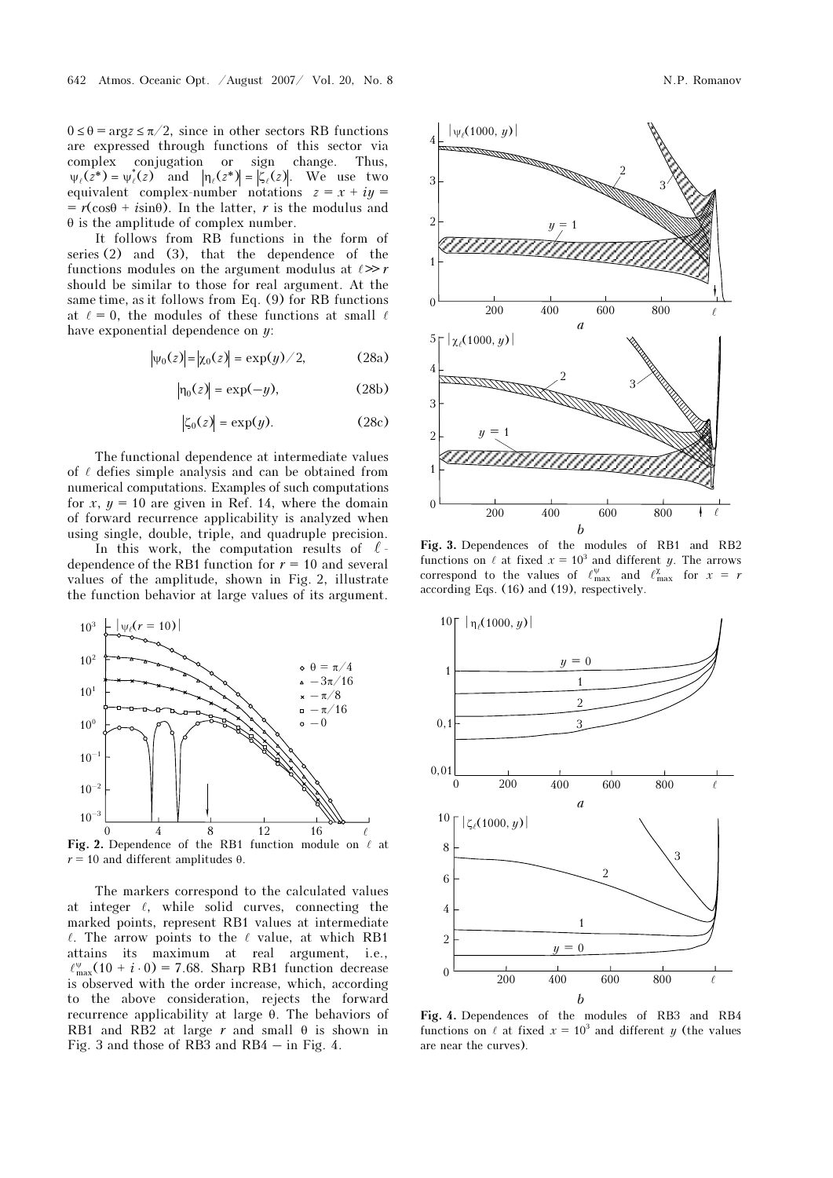$0 \le \theta = \arg z \le \pi/2$, since in other sectors RB functions are expressed through functions of this sector via complex conjugation or sign change. Thus, $\psi_\ell(z^*) = \psi_\ell^*(z)$ and $|\eta_\ell(z^*)| = |\zeta_\ell(z)|$. We use two equivalent complex-number notations $z = x + iy = r(\cos\theta + i\sin\theta)$. In the latter, $r$ is the modulus and $\theta$ is the amplitude of complex number.

It follows from RB functions in the form of series (2) and (3), that the dependence of the functions modules on the argument modulus at $\ell \gg r$ should be similar to those for real argument. At the same time, as it follows from Eq. (9) for RB functions at $\ell = 0$, the modules of these functions at small $\ell$ have exponential dependence on $y$:

$$|\psi_0(z)| = |\chi_0(z)| = \exp(y)/2, \tag{28a}$$

$$|\eta_0(z)| = \exp(-y), \tag{28b}$$

$$|\zeta_0(z)| = \exp(y). \tag{28c}$$

The functional dependence at intermediate values of $\ell$ defies simple analysis and can be obtained from numerical computations. Examples of such computations for $x$, $y = 10$ are given in Ref. 14, where the domain of forward recurrence applicability is analyzed when using single, double, triple, and quadruple precision.

In this work, the computation results of $\ell$-dependence of the RB1 function for $r = 10$ and several values of the amplitude, shown in Fig. 2, illustrate the function behavior at large values of its argument.

**Fig. 2.** Dependence of the RB1 function module on $\ell$ at $r = 10$ and different amplitudes $\theta$.

The markers correspond to the calculated values at integer $\ell$, while solid curves, connecting the marked points, represent RB1 values at intermediate $\ell$. The arrow points to the $\ell$ value, at which RB1 attains its maximum at real argument, i.e., $\ell_{\max}^{\psi}(10 + i \cdot 0) = 7.68$. Sharp RB1 function decrease is observed with the order increase, which, according to the above consideration, rejects the forward recurrence applicability at large $\theta$. The behaviors of RB1 and RB2 at large $r$ and small $\theta$ is shown in Fig. 3 and those of RB3 and RB4 – in Fig. 4.

**Fig. 3.** Dependences of the modules of RB1 and RB2 functions on $\ell$ at fixed $x = 10^3$ and different $y$. The arrows correspond to the values of $\ell_{\max}^{\psi}$ and $\ell_{\max}^{\chi}$ for $x = r$ according Eqs. (16) and (19), respectively.

**Fig. 4.** Dependences of the modules of RB3 and RB4 functions on $\ell$ at fixed $x = 10^3$ and different $y$ (the values are near the curves).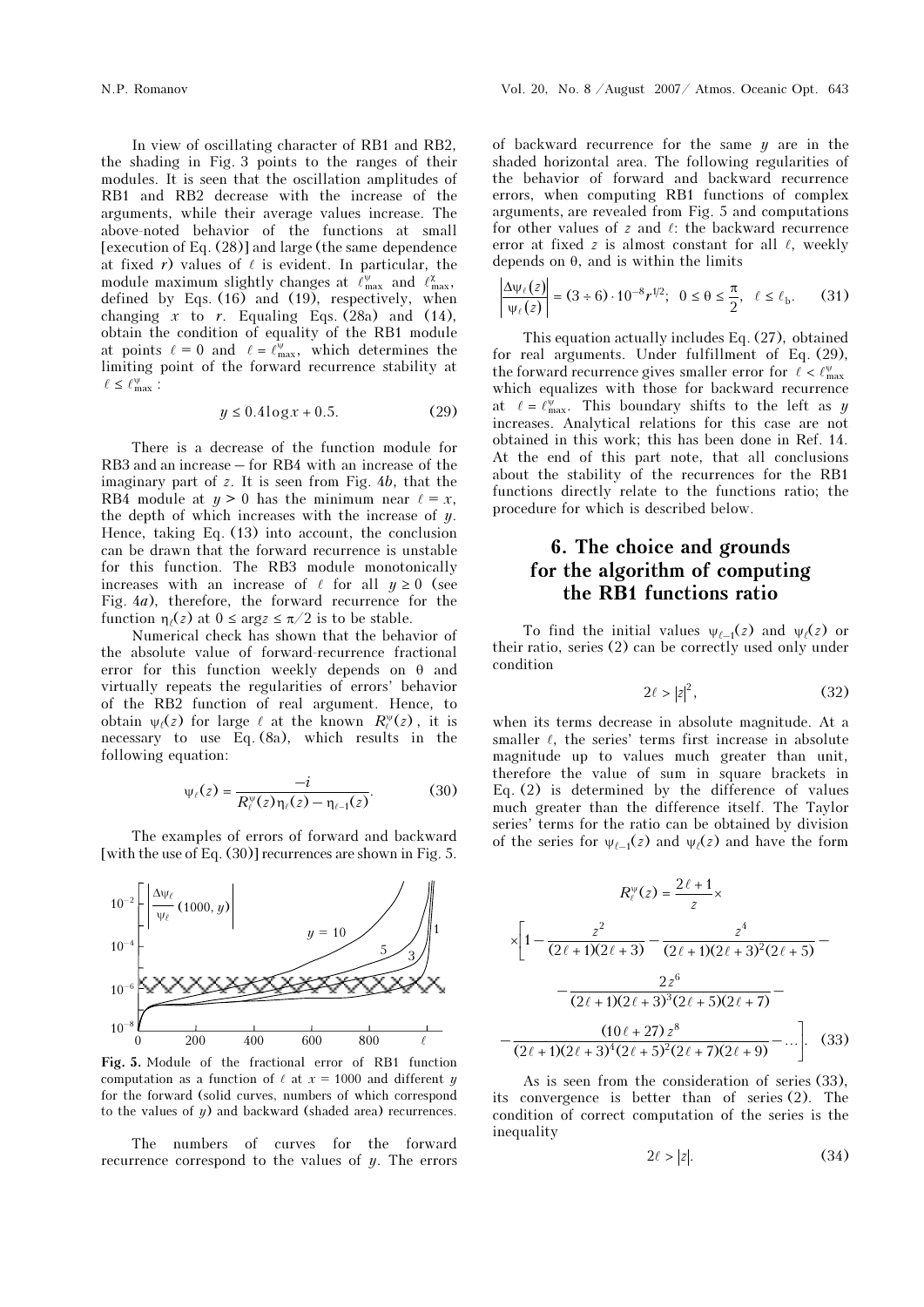In view of oscillating character of RB1 and RB2, the shading in Fig. 3 points to the ranges of their modules. It is seen that the oscillation amplitudes of RB1 and RB2 decrease with the increase of the arguments, while their average values increase. The above-noted behavior of the functions at small [execution of Eq. (28)] and large (the same dependence at fixed $r$) values of $\ell$ is evident. In particular, the module maximum slightly changes at $\ell^{\psi}_{\max}$ and $\ell^{\chi}_{\max}$, defined by Eqs. (16) and (19), respectively, when changing $x$ to $r$. Equaling Eqs. (28a) and (14), obtain the condition of equality of the RB1 module at points $\ell = 0$ and $\ell = \ell^{\psi}_{\max}$, which determines the limiting point of the forward recurrence stability at $\ell \le \ell^{\psi}_{\max}$:

$$y \le 0.4 \log x + 0.5. \tag{29}$$

There is a decrease of the function module for RB3 and an increase – for RB4 with an increase of the imaginary part of $z$. It is seen from Fig. 4*b*, that the RB4 module at $y > 0$ has the minimum near $\ell = x$, the depth of which increases with the increase of $y$. Hence, taking Eq. (13) into account, the conclusion can be drawn that the forward recurrence is unstable for this function. The RB3 module monotonically increases with an increase of $\ell$ for all $y \ge 0$ (see Fig. 4*a*), therefore, the forward recurrence for the function $\eta_\ell(z)$ at $0 \le \arg z \le \pi/2$ is to be stable.

Numerical check has shown that the behavior of the absolute value of forward-recurrence fractional error for this function weekly depends on $\theta$ and virtually repeats the regularities of errors' behavior of the RB2 function of real argument. Hence, to obtain $\psi_\ell(z)$ for large $\ell$ at the known $R^{\psi}_\ell(z)$, it is necessary to use Eq. (8a), which results in the following equation:

$$\psi_\ell(z) = \frac{-i}{R^{\psi}_\ell(z)\eta_\ell(z) - \eta_{\ell-1}(z)}. \tag{30}$$

The examples of errors of forward and backward [with the use of Eq. (30)] recurrences are shown in Fig. 5.

**Fig. 5.** Module of the fractional error of RB1 function computation as a function of $\ell$ at $x = 1000$ and different $y$ for the forward (solid curves, numbers of which correspond to the values of $y$) and backward (shaded area) recurrences.

The numbers of curves for the forward recurrence correspond to the values of $y$. The errors of backward recurrence for the same $y$ are in the shaded horizontal area. The following regularities of the behavior of forward and backward recurrence errors, when computing RB1 functions of complex arguments, are revealed from Fig. 5 and computations for other values of $z$ and $\ell$: the backward recurrence error at fixed $z$ is almost constant for all $\ell$, weekly depends on $\theta$, and is within the limits

$$\left|\frac{\Delta\psi_\ell(z)}{\psi_\ell(z)}\right| = (3 \div 6)\cdot 10^{-8} r^{1/2}; \;\; 0 \le \theta \le \frac{\pi}{2}, \;\; \ell \le \ell_{\text{b}}. \tag{31}$$

This equation actually includes Eq. (27), obtained for real arguments. Under fulfillment of Eq. (29), the forward recurrence gives smaller error for $\ell < \ell^{\psi}_{\max}$ which equalizes with those for backward recurrence at $\ell = \ell^{\psi}_{\max}$. This boundary shifts to the left as $y$ increases. Analytical relations for this case are not obtained in this work; this has been done in Ref. 14. At the end of this part note, that all conclusions about the stability of the recurrences for the RB1 functions directly relate to the functions ratio; the procedure for which is described below.

## 6. The choice and grounds for the algorithm of computing the RB1 functions ratio

To find the initial values $\psi_{\ell-1}(z)$ and $\psi_\ell(z)$ or their ratio, series (2) can be correctly used only under condition

$$2\ell > |z|^2, \tag{32}$$

when its terms decrease in absolute magnitude. At a smaller $\ell$, the series' terms first increase in absolute magnitude up to values much greater than unit, therefore the value of sum in square brackets in Eq. (2) is determined by the difference of values much greater than the difference itself. The Taylor series' terms for the ratio can be obtained by division of the series for $\psi_{\ell-1}(z)$ and $\psi_\ell(z)$ and have the form

$$R^{\psi}_\ell(z) = \frac{2\ell+1}{z}\times$$
$$\times\left[1 - \frac{z^2}{(2\ell+1)(2\ell+3)} - \frac{z^4}{(2\ell+1)(2\ell+3)^2(2\ell+5)} - \right.$$
$$- \frac{2z^6}{(2\ell+1)(2\ell+3)^3(2\ell+5)(2\ell+7)} -$$
$$\left. - \frac{(10\ell+27)z^8}{(2\ell+1)(2\ell+3)^4(2\ell+5)^2(2\ell+7)(2\ell+9)} - \ldots\right]. \tag{33}$$

As is seen from the consideration of series (33), its convergence is better than of series (2). The condition of correct computation of the series is the inequality

$$2\ell > |z|. \tag{34}$$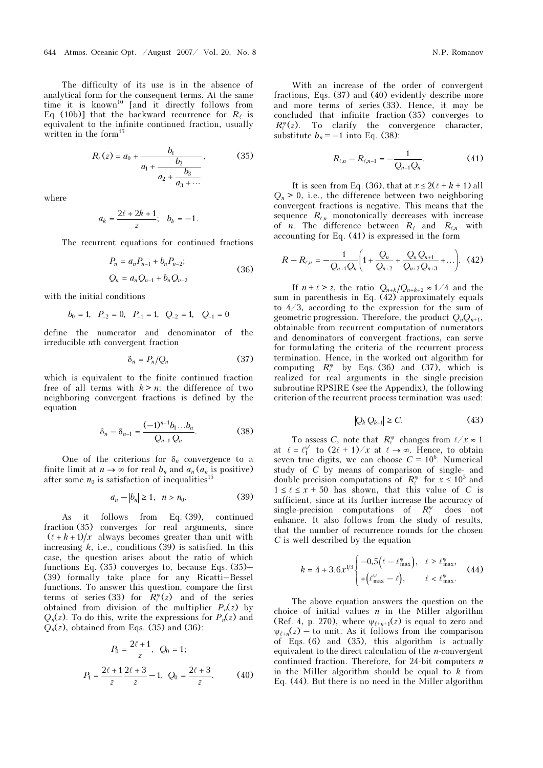The difficulty of its use is in the absence of analytical form for the consequent terms. At the same time it is known[10] [and it directly follows from Eq. (10b)] that the backward recurrence for $R_\ell$ is equivalent to the infinite continued fraction, usually written in the form[15]

$$R_\ell(z) = a_0 + \cfrac{b_1}{a_1 + \cfrac{b_2}{a_2 + \cfrac{b_3}{a_3 + \cdots}}}, \tag{35}$$

where

$$a_k = \frac{2\ell + 2k + 1}{z}; \quad b_k = -1.$$

The recurrent equations for continued fractions

$$\begin{aligned} P_n &= a_n P_{n-1} + b_n P_{n-2}; \\ Q_n &= a_n Q_{n-1} + b_n Q_{n-2} \end{aligned} \tag{36}$$

with the initial conditions

$$b_0 = 1, \quad P_{-2} = 0, \quad P_{-1} = 1, \quad Q_{-2} = 1, \quad Q_{-1} = 0$$

define the numerator and denominator of the irreducible $n$th convergent fraction

$$\delta_n = P_n / Q_n \tag{37}$$

which is equivalent to the finite continued fraction free of all terms with $k > n$; the difference of two neighboring convergent fractions is defined by the equation

$$\delta_n - \delta_{n-1} = \frac{(-1)^{n-1} b_1 \ldots b_n}{Q_{n-1} Q_n}. \tag{38}$$

One of the criterions for $\delta_n$ convergence to a finite limit at $n \to \infty$ for real $b_n$ and $a_n$ ($a_n$ is positive) after some $n_0$ is satisfaction of inequalities[15]

$$a_n - |b_n| \geq 1, \quad n > n_0. \tag{39}$$

As it follows from Eq. (39), continued fraction (35) converges for real arguments, since $(\ell + k + 1)/x$ always becomes greater than unit with increasing $k$, i.e., conditions (39) is satisfied. In this case, the question arises about the ratio of which functions Eq. (35) converges to, because Eqs. (35)–(39) formally take place for any Ricatti–Bessel functions. To answer this question, compare the first terms of series (33) for $R_\ell^\psi(z)$ and of the series obtained from division of the multiplier $P_n(z)$ by $Q_n(z)$. To do this, write the expressions for $P_n(z)$ and $Q_n(z)$, obtained from Eqs. (35) and (36):

$$P_0 = \frac{2\ell + 1}{z}, \quad Q_0 = 1;$$

$$P_1 = \frac{2\ell + 1}{z}\frac{2\ell + 3}{z} - 1, \quad Q_0 = \frac{2\ell + 3}{z}. \tag{40}$$

With an increase of the order of convergent fractions, Eqs. (37) and (40) evidently describe more and more terms of series (33). Hence, it may be concluded that infinite fraction (35) converges to $R_\ell^\psi(z)$. To clarify the convergence character, substitute $b_n = -1$ into Eq. (38):

$$R_{\ell,n} - R_{\ell,n-1} = -\frac{1}{Q_{n-1} Q_n}. \tag{41}$$

It is seen from Eq. (36), that at $x \leq 2(\ell + k + 1)$ all $Q_n > 0$, i.e., the difference between two neighboring convergent fractions is negative. This means that the sequence $R_{\ell,n}$ monotonically decreases with increase of $n$. The difference between $R_\ell$ and $R_{\ell,n}$ with accounting for Eq. (41) is expressed in the form

$$R - R_{\ell,n} = -\frac{1}{Q_{n+1} Q_n}\left(1 + \frac{Q_n}{Q_{n+2}} + \frac{Q_n Q_{n+1}}{Q_{n+2} Q_{n+3}} + \ldots\right). \tag{42}$$

If $n + \ell > z$, the ratio $Q_{n+k}/Q_{n+k+2} \approx 1/4$ and the sum in parenthesis in Eq. (42) approximately equals to $4/3$, according to the expression for the sum of geometric progression. Therefore, the product $Q_n Q_{n+1}$, obtainable from recurrent computation of numerators and denominators of convergent fractions, can serve for formulating the criteria of the recurrent process termination. Hence, in the worked out algorithm for computing $R_\ell^\psi$ by Eqs. (36) and (37), which is realized for real arguments in the single-precision subroutine RPSIRE (see the Appendix), the following criterion of the recurrent process termination was used:

$$|Q_k Q_{k-1}| \geq C. \tag{43}$$

To assess $C$, note that $R_\ell^\psi$ changes from $\ell/x \approx 1$ at $\ell = \ell_1^{\psi'}$ to $(2\ell + 1)/x$ at $\ell \to \infty$. Hence, to obtain seven true digits, we can choose $C = 10^6$. Numerical study of $C$ by means of comparison of single- and double-precision computations of $R_\ell^\psi$ for $x \leq 10^5$ and $1 \leq \ell \leq x + 50$ has shown, that this value of $C$ is sufficient, since at its further increase the accuracy of single-precision computations of $R_\ell^\psi$ does not enhance. It also follows from the study of results, that the number of recurrence rounds for the chosen $C$ is well described by the equation

$$k = 4 + 3.6 x^{1/3} \begin{cases} -0{,}5\left(\ell - \ell_{\max}^\psi\right), & \ell \geq \ell_{\max}^\psi, \\ +\left(\ell_{\max}^\psi - \ell\right), & \ell < \ell_{\max}^\psi. \end{cases} \tag{44}$$

The above equation answers the question on the choice of initial values $n$ in the Miller algorithm (Ref. 4, p. 270), where $\psi_{\ell+n+1}(z)$ is equal to zero and $\psi_{\ell+n}(z)$ – to unit. As it follows from the comparison of Eqs. (6) and (35), this algorithm is actually equivalent to the direct calculation of the $n$-convergent continued fraction. Therefore, for 24-bit computers $n$ in the Miller algorithm should be equal to $k$ from Eq. (44). But there is no need in the Miller algorithm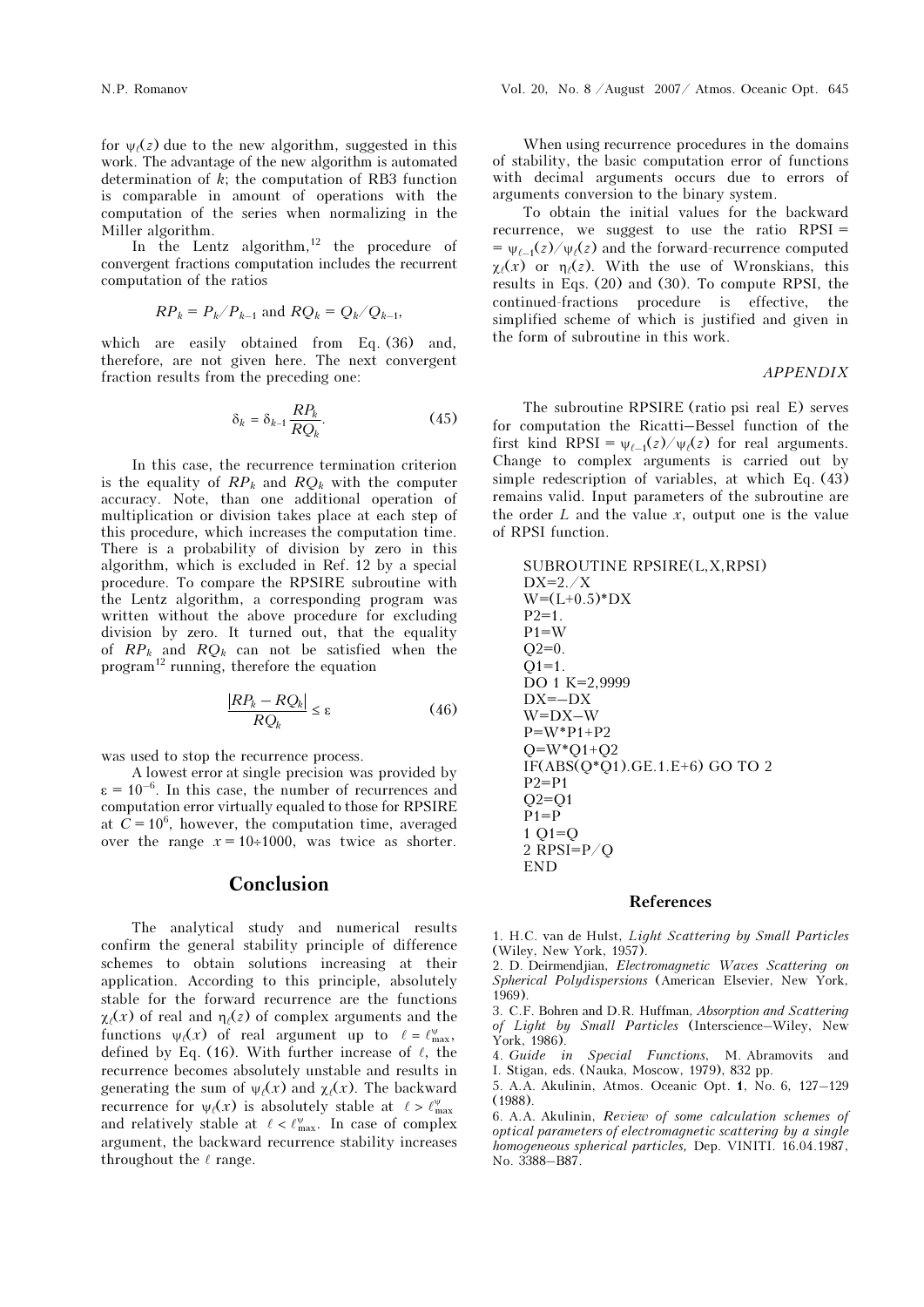for $\psi_\ell(z)$ due to the new algorithm, suggested in this work. The advantage of the new algorithm is automated determination of $k$; the computation of RB3 function is comparable in amount of operations with the computation of the series when normalizing in the Miller algorithm.

In the Lentz algorithm,[12] the procedure of convergent fractions computation includes the recurrent computation of the ratios

$$RP_k = P_k/P_{k-1} \text{ and } RQ_k = Q_k/Q_{k-1},$$

which are easily obtained from Eq. (36) and, therefore, are not given here. The next convergent fraction results from the preceding one:

$$\delta_k = \delta_{k-1}\frac{RP_k}{RQ_k}. \qquad (45)$$

In this case, the recurrence termination criterion is the equality of $RP_k$ and $RQ_k$ with the computer accuracy. Note, than one additional operation of multiplication or division takes place at each step of this procedure, which increases the computation time. There is a probability of division by zero in this algorithm, which is excluded in Ref. 12 by a special procedure. To compare the RPSIRE subroutine with the Lentz algorithm, a corresponding program was written without the above procedure for excluding division by zero. It turned out, that the equality of $RP_k$ and $RQ_k$ can not be satisfied when the program[12] running, therefore the equation

$$\frac{|RP_k - RQ_k|}{RQ_k} \le \varepsilon \qquad (46)$$

was used to stop the recurrence process.

A lowest error at single precision was provided by $\varepsilon = 10^{-6}$. In this case, the number of recurrences and computation error virtually equaled to those for RPSIRE at $C = 10^6$, however, the computation time, averaged over the range $x = 10\div1000$, was twice as shorter.

## Conclusion

The analytical study and numerical results confirm the general stability principle of difference schemes to obtain solutions increasing at their application. According to this principle, absolutely stable for the forward recurrence are the functions $\chi_\ell(x)$ of real and $\eta_\ell(z)$ of complex arguments and the functions $\psi_\ell(x)$ of real argument up to $\ell = \ell^{\psi}_{\max}$, defined by Eq. (16). With further increase of $\ell$, the recurrence becomes absolutely unstable and results in generating the sum of $\psi_\ell(x)$ and $\chi_\ell(x)$. The backward recurrence for $\psi_\ell(x)$ is absolutely stable at $\ell > \ell^{\psi}_{\max}$ and relatively stable at $\ell < \ell^{\psi}_{\max}$. In case of complex argument, the backward recurrence stability increases throughout the $\ell$ range.

When using recurrence procedures in the domains of stability, the basic computation error of functions with decimal arguments occurs due to errors of arguments conversion to the binary system.

To obtain the initial values for the backward recurrence, we suggest to use the ratio RPSI = $= \psi_{\ell-1}(z)/\psi_\ell(z)$ and the forward-recurrence computed $\chi_\ell(x)$ or $\eta_\ell(z)$. With the use of Wronskians, this results in Eqs. (20) and (30). To compute RPSI, the continued-fractions procedure is effective, the simplified scheme of which is justified and given in the form of subroutine in this work.

### APPENDIX

The subroutine RPSIRE (ratio psi real E) serves for computation the Ricatti–Bessel function of the first kind RPSI = $\psi_{\ell-1}(z)/\psi_\ell(z)$ for real arguments. Change to complex arguments is carried out by simple redescription of variables, at which Eq. (43) remains valid. Input parameters of the subroutine are the order $L$ and the value $x$, output one is the value of RPSI function.

```
SUBROUTINE RPSIRE(L,X,RPSI)
DX=2./X
W=(L+0.5)*DX
P2=1.
P1=W
Q2=0.
Q1=1.
DO 1 K=2,9999
DX=–DX
W=DX–W
P=W*P1+P2
Q=W*Q1+Q2
IF(ABS(Q*Q1).GE.1.E+6) GO TO 2
P2=P1
Q2=Q1
P1=P
1 Q1=Q
2 RPSI=P/Q
END
```

### References

1. H.C. van de Hulst, *Light Scattering by Small Particles* (Wiley, New York, 1957).
2. D. Deirmendjian, *Electromagnetic Waves Scattering on Spherical Polydispersions* (American Elsevier, New York, 1969).
3. C.F. Bohren and D.R. Huffman, *Absorption and Scattering of Light by Small Particles* (Interscience–Wiley, New York, 1986).
4. *Guide in Special Functions*, M. Abramovits and I. Stigan, eds. (Nauka, Moscow, 1979), 832 pp.
5. A.A. Akulinin, Atmos. Oceanic Opt. **1**, No. 6, 127–129 (1988).
6. A.A. Akulinin, *Review of some calculation schemes of optical parameters of electromagnetic scattering by a single homogeneous spherical particles,* Dep. VINITI. 16.04.1987, No. 3388–B87.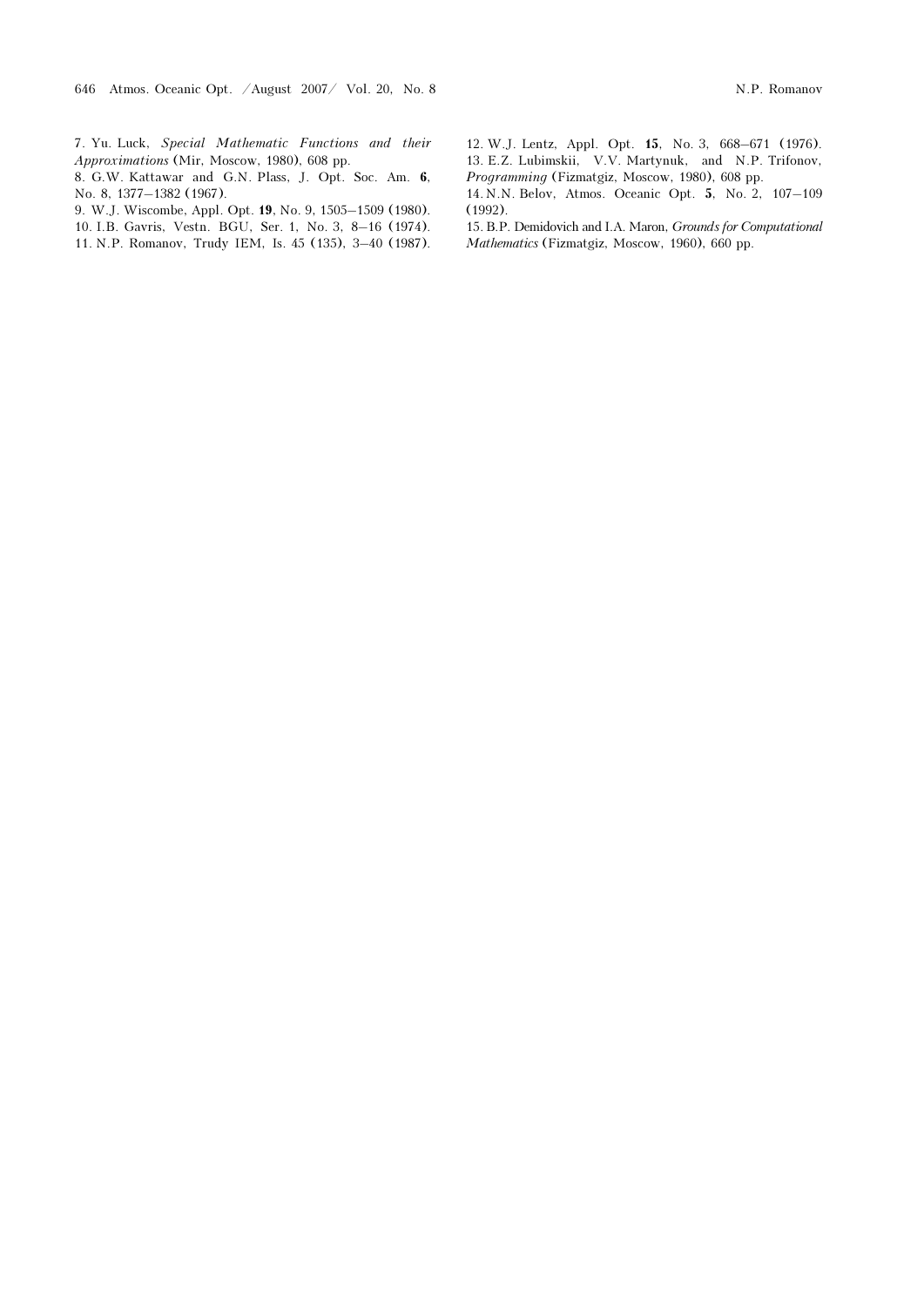7. Yu. Luck, *Special Mathematic Functions and their Approximations* (Mir, Moscow, 1980), 608 pp.

8. G.W. Kattawar and G.N. Plass, J. Opt. Soc. Am. **6**, No. 8, 1377–1382 (1967).

9. W.J. Wiscombe, Appl. Opt. **19**, No. 9, 1505–1509 (1980).

10. I.B. Gavris, Vestn. BGU, Ser. 1, No. 3, 8–16 (1974).

11. N.P. Romanov, Trudy IEM, Is. 45 (135), 3–40 (1987).

12. W.J. Lentz, Appl. Opt. **15**, No. 3, 668–671 (1976).

13. E.Z. Lubimskii, V.V. Martynuk, and N.P. Trifonov, *Programming* (Fizmatgiz, Moscow, 1980), 608 pp.

14. N.N. Belov, Atmos. Oceanic Opt. **5**, No. 2, 107–109 (1992).

15. B.P. Demidovich and I.A. Maron, *Grounds for Computational Mathematics* (Fizmatgiz, Moscow, 1960), 660 pp.